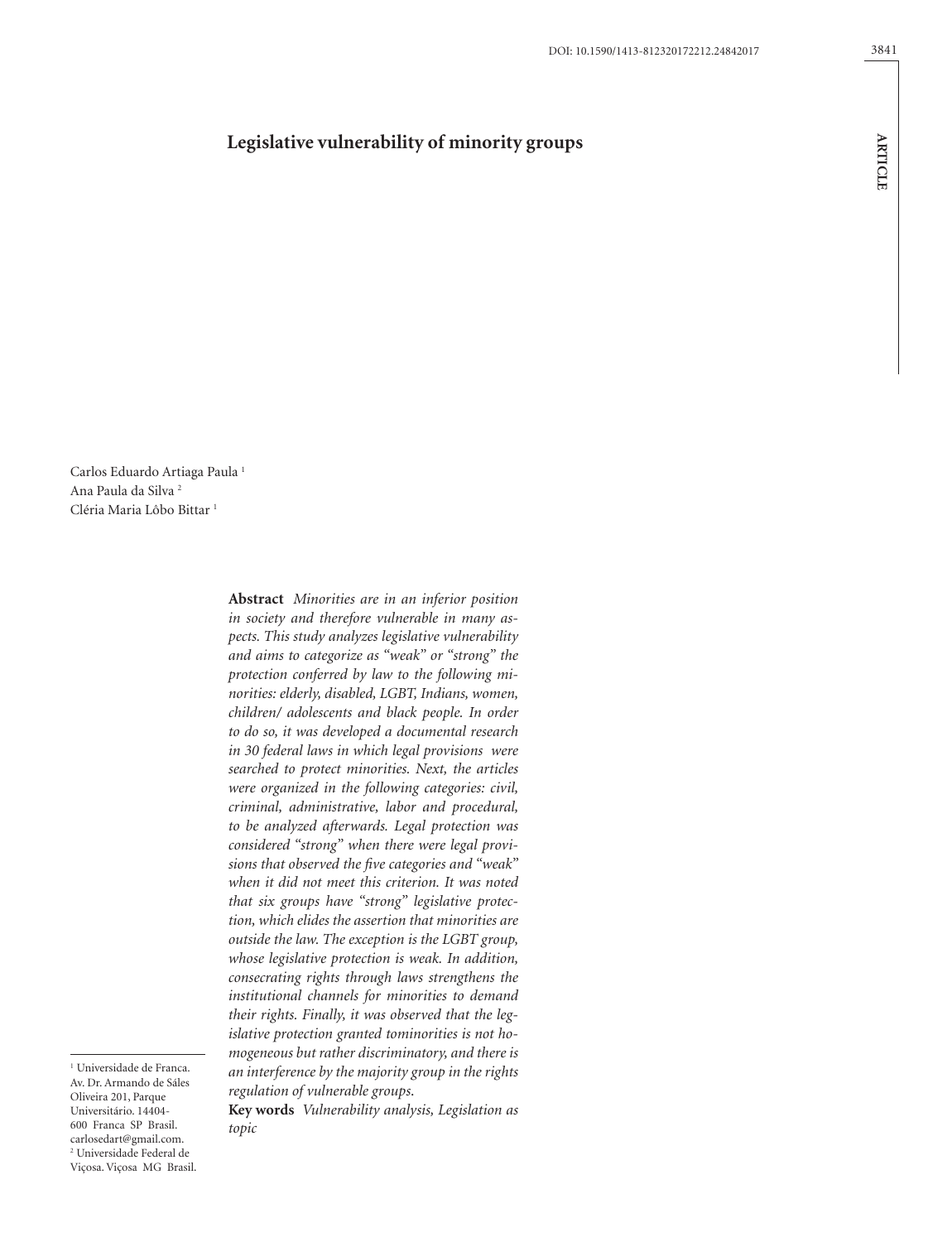# Legislative vulnerability of minority groups

Carlos Eduardo Artiaga Paula [1]
Ana Paula da Silva [2]
Cléria Maria Lôbo Bittar [1]

**Abstract** *Minorities are in an inferior position in society and therefore vulnerable in many aspects. This study analyzes legislative vulnerability and aims to categorize as "weak" or "strong" the protection conferred by law to the following minorities: elderly, disabled, LGBT, Indians, women, children/ adolescents and black people. In order to do so, it was developed a documental research in 30 federal laws in which legal provisions were searched to protect minorities. Next, the articles were organized in the following categories: civil, criminal, administrative, labor and procedural, to be analyzed afterwards. Legal protection was considered "strong" when there were legal provisions that observed the five categories and "weak" when it did not meet this criterion. It was noted that six groups have "strong" legislative protection, which elides the assertion that minorities are outside the law. The exception is the LGBT group, whose legislative protection is weak. In addition, consecrating rights through laws strengthens the institutional channels for minorities to demand their rights. Finally, it was observed that the legislative protection granted tominorities is not homogeneous but rather discriminatory, and there is an interference by the majority group in the rights regulation of vulnerable groups.*

**Key words** *Vulnerability analysis, Legislation as topic*

[1] Universidade de Franca. Av. Dr. Armando de Sáles Oliveira 201, Parque Universitário. 14404-600 Franca SP Brasil. carlosedart@gmail.com.
[2] Universidade Federal de Viçosa. Viçosa MG Brasil.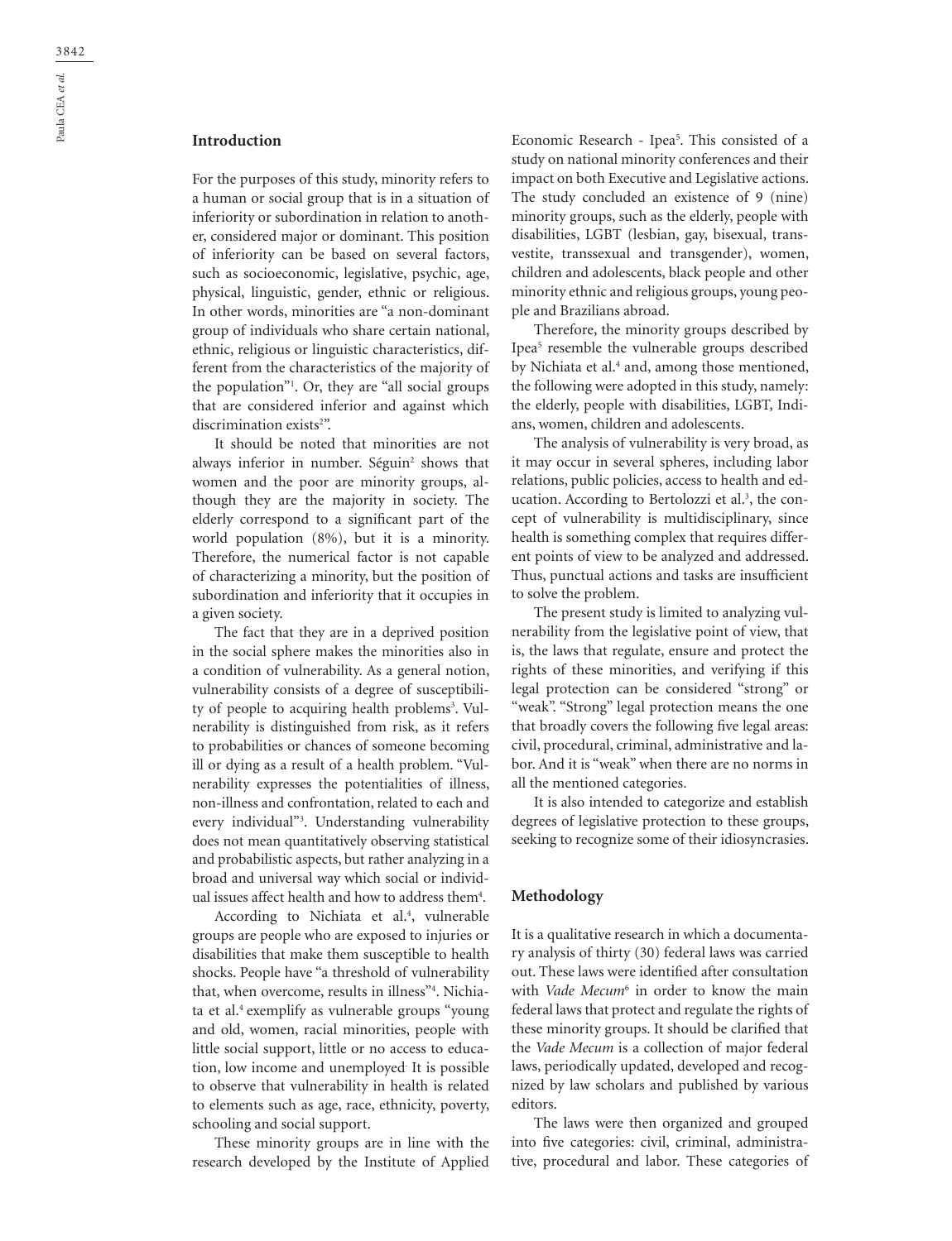## Introduction

For the purposes of this study, minority refers to a human or social group that is in a situation of inferiority or subordination in relation to another, considered major or dominant. This position of inferiority can be based on several factors, such as socioeconomic, legislative, psychic, age, physical, linguistic, gender, ethnic or religious. In other words, minorities are "a non-dominant group of individuals who share certain national, ethnic, religious or linguistic characteristics, different from the characteristics of the majority of the population"[1]. Or, they are "all social groups that are considered inferior and against which discrimination exists[2]".

It should be noted that minorities are not always inferior in number. Séguin[2] shows that women and the poor are minority groups, although they are the majority in society. The elderly correspond to a significant part of the world population (8%), but it is a minority. Therefore, the numerical factor is not capable of characterizing a minority, but the position of subordination and inferiority that it occupies in a given society.

The fact that they are in a deprived position in the social sphere makes the minorities also in a condition of vulnerability. As a general notion, vulnerability consists of a degree of susceptibility of people to acquiring health problems[3]. Vulnerability is distinguished from risk, as it refers to probabilities or chances of someone becoming ill or dying as a result of a health problem. "Vulnerability expresses the potentialities of illness, non-illness and confrontation, related to each and every individual"[3]. Understanding vulnerability does not mean quantitatively observing statistical and probabilistic aspects, but rather analyzing in a broad and universal way which social or individual issues affect health and how to address them[4].

According to Nichiata et al.[4], vulnerable groups are people who are exposed to injuries or disabilities that make them susceptible to health shocks. People have "a threshold of vulnerability that, when overcome, results in illness"[4]. Nichiata et al.[4] exemplify as vulnerable groups "young and old, women, racial minorities, people with little social support, little or no access to education, low income and unemployed. It is possible to observe that vulnerability in health is related to elements such as age, race, ethnicity, poverty, schooling and social support.

These minority groups are in line with the research developed by the Institute of Applied Economic Research - Ipea[5]. This consisted of a study on national minority conferences and their impact on both Executive and Legislative actions. The study concluded an existence of 9 (nine) minority groups, such as the elderly, people with disabilities, LGBT (lesbian, gay, bisexual, transvestite, transsexual and transgender), women, children and adolescents, black people and other minority ethnic and religious groups, young people and Brazilians abroad.

Therefore, the minority groups described by Ipea[5] resemble the vulnerable groups described by Nichiata et al.[4] and, among those mentioned, the following were adopted in this study, namely: the elderly, people with disabilities, LGBT, Indians, women, children and adolescents.

The analysis of vulnerability is very broad, as it may occur in several spheres, including labor relations, public policies, access to health and education. According to Bertolozzi et al.[3], the concept of vulnerability is multidisciplinary, since health is something complex that requires different points of view to be analyzed and addressed. Thus, punctual actions and tasks are insufficient to solve the problem.

The present study is limited to analyzing vulnerability from the legislative point of view, that is, the laws that regulate, ensure and protect the rights of these minorities, and verifying if this legal protection can be considered "strong" or "weak". "Strong" legal protection means the one that broadly covers the following five legal areas: civil, procedural, criminal, administrative and labor. And it is "weak" when there are no norms in all the mentioned categories.

It is also intended to categorize and establish degrees of legislative protection to these groups, seeking to recognize some of their idiosyncrasies.

## Methodology

It is a qualitative research in which a documentary analysis of thirty (30) federal laws was carried out. These laws were identified after consultation with *Vade Mecum*[6] in order to know the main federal laws that protect and regulate the rights of these minority groups. It should be clarified that the *Vade Mecum* is a collection of major federal laws, periodically updated, developed and recognized by law scholars and published by various editors.

The laws were then organized and grouped into five categories: civil, criminal, administrative, procedural and labor. These categories of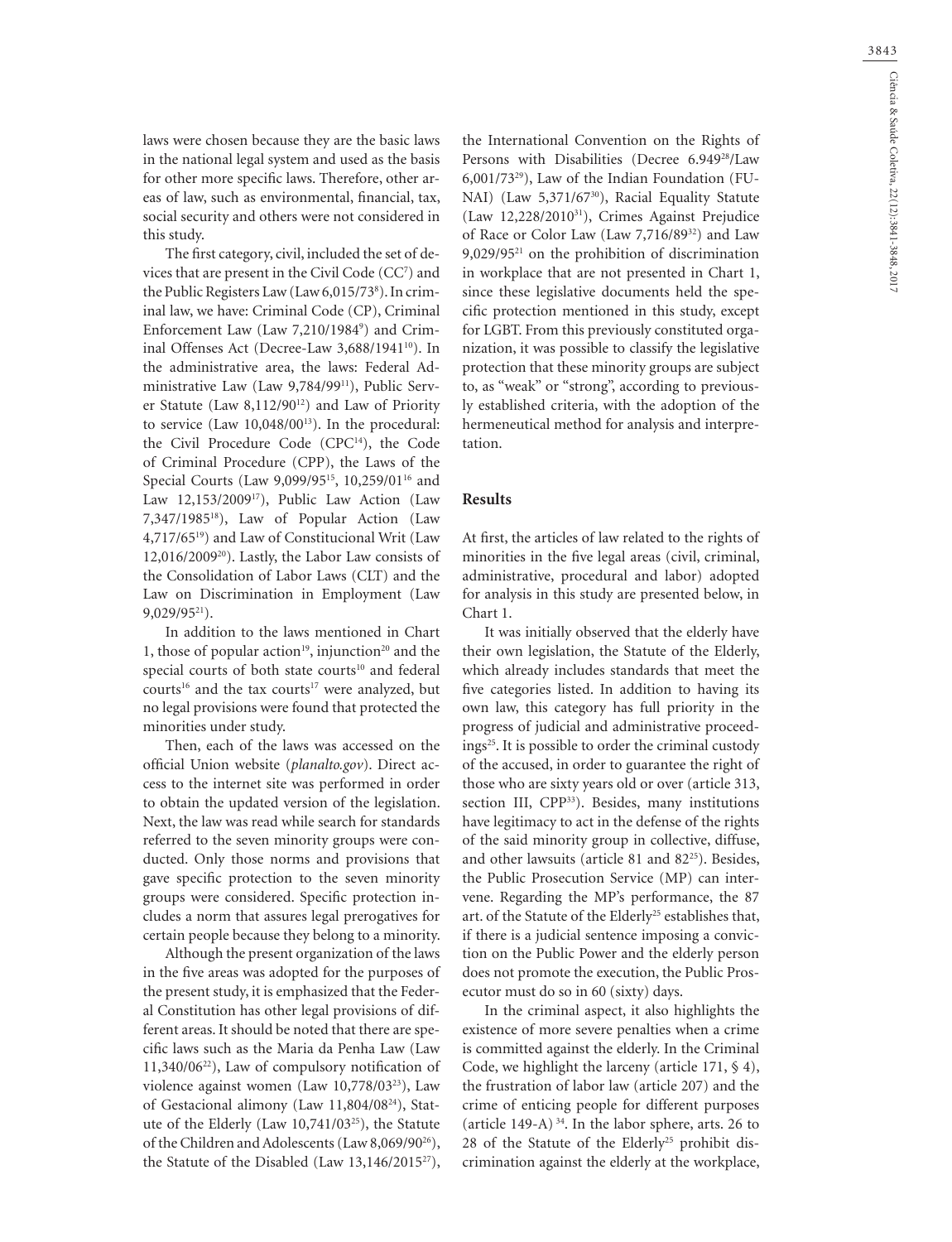laws were chosen because they are the basic laws in the national legal system and used as the basis for other more specific laws. Therefore, other areas of law, such as environmental, financial, tax, social security and others were not considered in this study.

The first category, civil, included the set of devices that are present in the Civil Code (CC[7]) and the Public Registers Law (Law 6,015/73[8]). In criminal law, we have: Criminal Code (CP), Criminal Enforcement Law (Law 7,210/1984[9]) and Criminal Offenses Act (Decree-Law 3,688/1941[10]). In the administrative area, the laws: Federal Administrative Law (Law 9,784/99[11]), Public Server Statute (Law 8,112/90[12]) and Law of Priority to service (Law 10,048/00[13]). In the procedural: the Civil Procedure Code (CPC[14]), the Code of Criminal Procedure (CPP), the Laws of the Special Courts (Law 9,099/95[15], 10,259/01[16] and Law 12,153/2009[17]), Public Law Action (Law 7,347/1985[18]), Law of Popular Action (Law 4,717/65[19]) and Law of Constitucional Writ (Law 12,016/2009[20]). Lastly, the Labor Law consists of the Consolidation of Labor Laws (CLT) and the Law on Discrimination in Employment (Law 9,029/95[21]).

In addition to the laws mentioned in Chart 1, those of popular action[19], injunction[20] and the special courts of both state courts[10] and federal courts[16] and the tax courts[17] were analyzed, but no legal provisions were found that protected the minorities under study.

Then, each of the laws was accessed on the official Union website (*planalto.gov*). Direct access to the internet site was performed in order to obtain the updated version of the legislation. Next, the law was read while search for standards referred to the seven minority groups were conducted. Only those norms and provisions that gave specific protection to the seven minority groups were considered. Specific protection includes a norm that assures legal prerogatives for certain people because they belong to a minority.

Although the present organization of the laws in the five areas was adopted for the purposes of the present study, it is emphasized that the Federal Constitution has other legal provisions of different areas. It should be noted that there are specific laws such as the Maria da Penha Law (Law 11,340/06[22]), Law of compulsory notification of violence against women (Law 10,778/03[23]), Law of Gestacional alimony (Law 11,804/08[24]), Statute of the Elderly (Law 10,741/03[25]), the Statute of the Children and Adolescents (Law 8,069/90[26]), the Statute of the Disabled (Law 13,146/2015[27]), the International Convention on the Rights of Persons with Disabilities (Decree 6.949[28]/Law 6,001/73[29]), Law of the Indian Foundation (FUNAI) (Law 5,371/67[30]), Racial Equality Statute (Law 12,228/2010[31]), Crimes Against Prejudice of Race or Color Law (Law 7,716/89[32]) and Law 9,029/95[21] on the prohibition of discrimination in workplace that are not presented in Chart 1, since these legislative documents held the specific protection mentioned in this study, except for LGBT. From this previously constituted organization, it was possible to classify the legislative protection that these minority groups are subject to, as "weak" or "strong", according to previously established criteria, with the adoption of the hermeneutical method for analysis and interpretation.

## Results

At first, the articles of law related to the rights of minorities in the five legal areas (civil, criminal, administrative, procedural and labor) adopted for analysis in this study are presented below, in Chart 1.

It was initially observed that the elderly have their own legislation, the Statute of the Elderly, which already includes standards that meet the five categories listed. In addition to having its own law, this category has full priority in the progress of judicial and administrative proceedings[25]. It is possible to order the criminal custody of the accused, in order to guarantee the right of those who are sixty years old or over (article 313, section III, CPP[33]). Besides, many institutions have legitimacy to act in the defense of the rights of the said minority group in collective, diffuse, and other lawsuits (article 81 and 82[25]). Besides, the Public Prosecution Service (MP) can intervene. Regarding the MP's performance, the 87 art. of the Statute of the Elderly[25] establishes that, if there is a judicial sentence imposing a conviction on the Public Power and the elderly person does not promote the execution, the Public Prosecutor must do so in 60 (sixty) days.

In the criminal aspect, it also highlights the existence of more severe penalties when a crime is committed against the elderly. In the Criminal Code, we highlight the larceny (article 171, § 4), the frustration of labor law (article 207) and the crime of enticing people for different purposes (article 149-A) [34]. In the labor sphere, arts. 26 to 28 of the Statute of the Elderly[25] prohibit discrimination against the elderly at the workplace,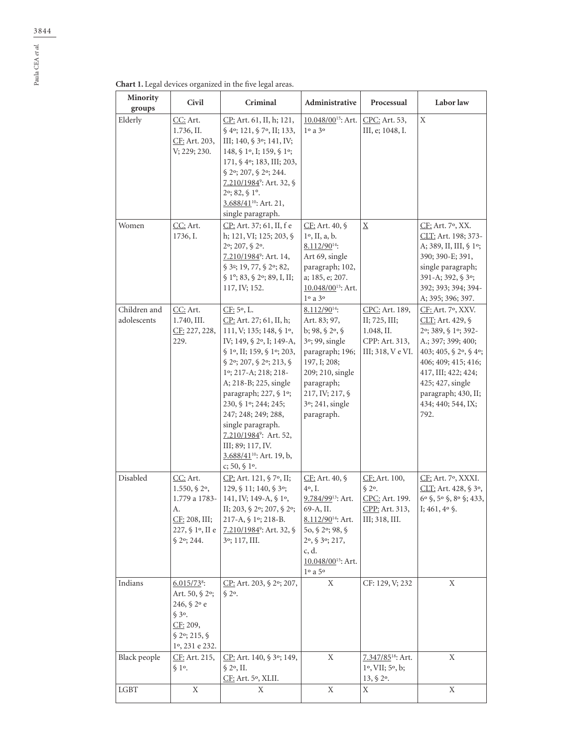**Chart 1.** Legal devices organized in the five legal areas.

| Minority groups | Civil | Criminal | Administrative | Processual | Labor law |
|---|---|---|---|---|---|
| Elderly | CC: Art. 1.736, II. CF: Art. 203, V; 229; 230. | CP: Art. 61, II, h; 121, § 4º; 121, § 7º, II; 133, III; 140, § 3º; 141, IV; 148, § 1º, I; 159, § 1º; 171, § 4º; 183, III; 203, § 2º; 207, § 2º; 244. 7.210/1984[9]: Art. 32, § 2º; 82, § 1º. 3.688/41[10]: Art. 21, single paragraph. | 10.048/00[15]: Art. 1º a 3º | CPC: Art. 53, III, e; 1048, I. | X |
| Women | CC: Art. 1736, I. | CP: Art. 37; 61, II, f e h; 121, VI; 125; 203, § 2º; 207, § 2º. 7.210/1984[9]: Art. 14, § 3º; 19, 77, § 2º; 82, § 1º; 83, § 2º; 89, I, II; 117, IV; 152. | CF: Art. 40, § 1º, II, a, b. 8.112/90[14]: Art 69, single paragraph; 102, a; 185, e; 207. 10.048/00[15]: Art. 1º a 3º | X | CF: Art. 7º, XX. CLT: Art. 198; 373-A; 389, II, III, § 1º; 390; 390-E; 391, single paragraph; 391-A; 392, § 3º; 392; 393; 394; 394-A; 395; 396; 397. |
| Children and adolescents | CC: Art. 1.740, III. CF: 227, 228, 229. | CF: 5º, L. CP: Art. 27; 61, II, h; 111, V; 135; 148, § 1º, IV; 149, § 2º, I; 149-A, § 1º, II; 159, § 1º; 203, § 2º; 207, § 2º; 213, § 1º; 217-A; 218; 218-A; 218-B; 225, single paragraph; 227, § 1º; 230, § 1º; 244; 245; 247; 248; 249; 288, single paragraph. 7.210/1984[9]: Art. 52, III; 89; 117, IV. 3.688/41[10]: Art. 19, b, c; 50, § 1º. | 8.112/90[14]: Art. 83; 97, b; 98, § 2º, § 3º; 99, single paragraph; 196; 197, I; 208; 209; 210, single paragraph; 217, IV; 217, § 3º; 241, single paragraph. | CPC: Art. 189, II; 725, III; 1.048, II. CPP: Art. 313, III; 318, V e VI. | CF: Art. 7º, XXV. CLT: Art. 429, § 2º; 389, § 1º; 392-A.; 397; 399; 400; 403; 405, § 2º, § 4º; 406; 409; 415; 416; 417, III; 422; 424; 425; 427, single paragraph; 430, II; 434; 440; 544, IX; 792. |
| Disabled | CC: Art. 1.550, § 2º, 1.779 a 1783-A. CF: 208, III; 227, § 1º, II e § 2º; 244. | CP: Art. 121, § 7º, II; 129, § 11; 140, § 3º; 141, IV; 149-A, § 1º, II; 203, § 2º; 207, § 2º; 217-A, § 1º; 218-B. 7.210/1984[9]: Art. 32, § 3º; 117, III. | CF: Art. 40, § 4º, I. 9.784/99[13]: Art. 69-A, II. 8.112/90[14]: Art. 5o, § 2º; 98, § 2º, § 3º; 217, c, d. 10.048/00[15]: Art. 1º a 5º | CF: Art. 100, § 2º. CPC: Art. 199. CPP: Art. 313, III; 318, III. | CF: Art. 7º, XXXI. CLT: Art. 428, § 3º, 6º §, 5º §, 8º §; 433, I; 461, 4º §. |
| Indians | 6.015/73[8]: Art. 50, § 2º; 246, § 2º e § 3º. CF: 209, § 2º; 215, § 1º, 231 e 232. | CP: Art. 203, § 2º; 207, § 2º. | X | CF: 129, V; 232 | X |
| Black people | CF: Art. 215, § 1º. | CP: Art. 140, § 3º; 149, § 2º, II. CF: Art. 5º, XLII. | X | 7.347/85[18]: Art. 1º, VII; 5º, b; 13, § 2º. | X |
| LGBT | X | X | X | X | X |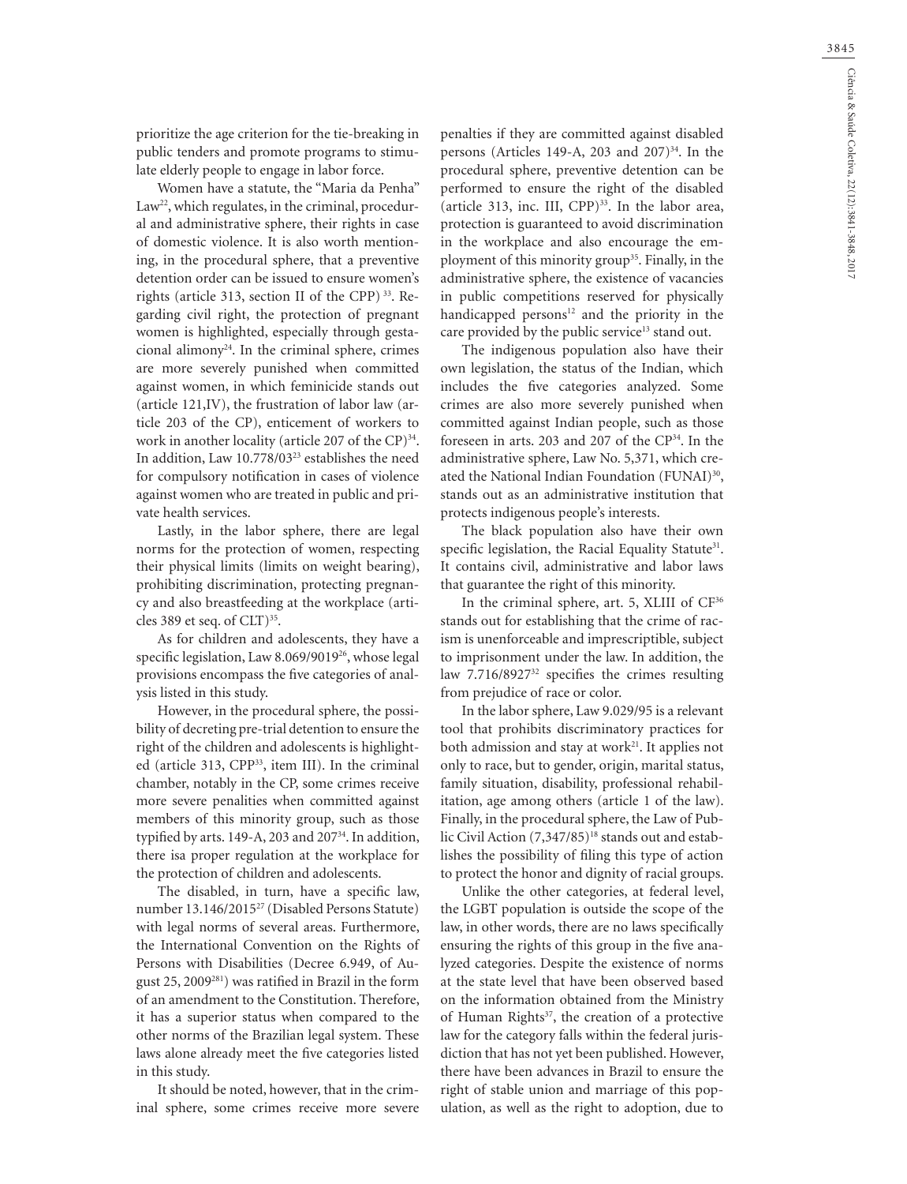prioritize the age criterion for the tie-breaking in public tenders and promote programs to stimulate elderly people to engage in labor force.

Women have a statute, the "Maria da Penha" Law[22], which regulates, in the criminal, procedural and administrative sphere, their rights in case of domestic violence. It is also worth mentioning, in the procedural sphere, that a preventive detention order can be issued to ensure women's rights (article 313, section II of the CPP) [33]. Regarding civil right, the protection of pregnant women is highlighted, especially through gestacional alimony[24]. In the criminal sphere, crimes are more severely punished when committed against women, in which feminicide stands out (article 121,IV), the frustration of labor law (article 203 of the CP), enticement of workers to work in another locality (article 207 of the CP)[34]. In addition, Law 10.778/03[23] establishes the need for compulsory notification in cases of violence against women who are treated in public and private health services.

Lastly, in the labor sphere, there are legal norms for the protection of women, respecting their physical limits (limits on weight bearing), prohibiting discrimination, protecting pregnancy and also breastfeeding at the workplace (articles 389 et seq. of CLT)[35].

As for children and adolescents, they have a specific legislation, Law 8.069/9019[26], whose legal provisions encompass the five categories of analysis listed in this study.

However, in the procedural sphere, the possibility of decreting pre-trial detention to ensure the right of the children and adolescents is highlighted (article 313, CPP[33], item III). In the criminal chamber, notably in the CP, some crimes receive more severe penalities when committed against members of this minority group, such as those typified by arts. 149-A, 203 and 207[34]. In addition, there isa proper regulation at the workplace for the protection of children and adolescents.

The disabled, in turn, have a specific law, number 13.146/2015[27] (Disabled Persons Statute) with legal norms of several areas. Furthermore, the International Convention on the Rights of Persons with Disabilities (Decree 6.949, of August 25, 2009[281]) was ratified in Brazil in the form of an amendment to the Constitution. Therefore, it has a superior status when compared to the other norms of the Brazilian legal system. These laws alone already meet the five categories listed in this study.

It should be noted, however, that in the criminal sphere, some crimes receive more severe penalties if they are committed against disabled persons (Articles 149-A, 203 and 207)[34]. In the procedural sphere, preventive detention can be performed to ensure the right of the disabled (article 313, inc. III, CPP)[33]. In the labor area, protection is guaranteed to avoid discrimination in the workplace and also encourage the employment of this minority group[35]. Finally, in the administrative sphere, the existence of vacancies in public competitions reserved for physically handicapped persons[12] and the priority in the care provided by the public service[13] stand out.

The indigenous population also have their own legislation, the status of the Indian, which includes the five categories analyzed. Some crimes are also more severely punished when committed against Indian people, such as those foreseen in arts. 203 and 207 of the CP[34]. In the administrative sphere, Law No. 5,371, which created the National Indian Foundation (FUNAI)[30], stands out as an administrative institution that protects indigenous people's interests.

The black population also have their own specific legislation, the Racial Equality Statute[31]. It contains civil, administrative and labor laws that guarantee the right of this minority.

In the criminal sphere, art. 5, XLIII of CF[36] stands out for establishing that the crime of racism is unenforceable and imprescriptible, subject to imprisonment under the law. In addition, the law 7.716/8927[32] specifies the crimes resulting from prejudice of race or color.

In the labor sphere, Law 9.029/95 is a relevant tool that prohibits discriminatory practices for both admission and stay at work[21]. It applies not only to race, but to gender, origin, marital status, family situation, disability, professional rehabilitation, age among others (article 1 of the law). Finally, in the procedural sphere, the Law of Public Civil Action (7,347/85)[18] stands out and establishes the possibility of filing this type of action to protect the honor and dignity of racial groups.

Unlike the other categories, at federal level, the LGBT population is outside the scope of the law, in other words, there are no laws specifically ensuring the rights of this group in the five analyzed categories. Despite the existence of norms at the state level that have been observed based on the information obtained from the Ministry of Human Rights[37], the creation of a protective law for the category falls within the federal jurisdiction that has not yet been published. However, there have been advances in Brazil to ensure the right of stable union and marriage of this population, as well as the right to adoption, due to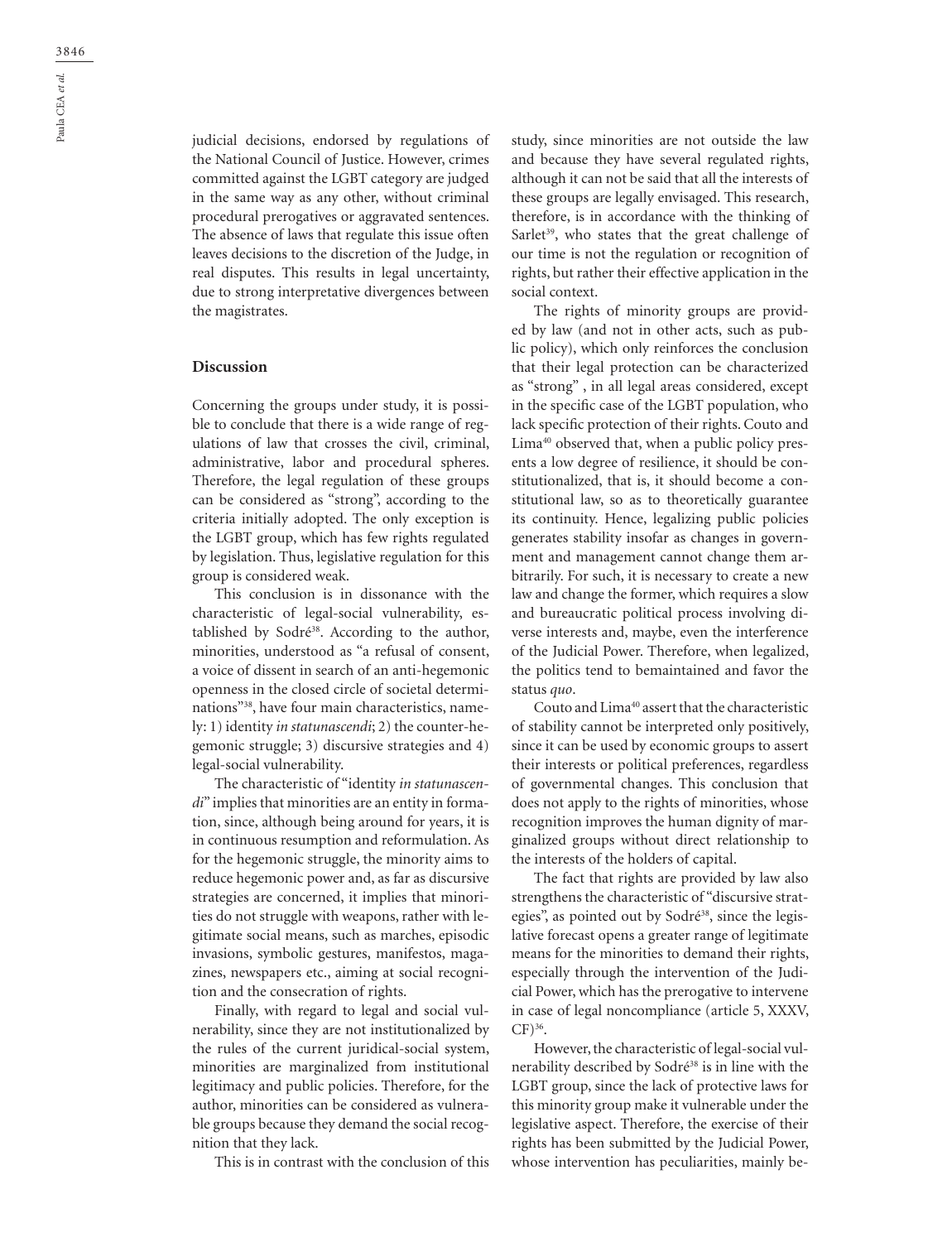judicial decisions, endorsed by regulations of the National Council of Justice. However, crimes committed against the LGBT category are judged in the same way as any other, without criminal procedural prerogatives or aggravated sentences. The absence of laws that regulate this issue often leaves decisions to the discretion of the Judge, in real disputes. This results in legal uncertainty, due to strong interpretative divergences between the magistrates.

## Discussion

Concerning the groups under study, it is possible to conclude that there is a wide range of regulations of law that crosses the civil, criminal, administrative, labor and procedural spheres. Therefore, the legal regulation of these groups can be considered as "strong", according to the criteria initially adopted. The only exception is the LGBT group, which has few rights regulated by legislation. Thus, legislative regulation for this group is considered weak.

This conclusion is in dissonance with the characteristic of legal-social vulnerability, established by Sodré[38]. According to the author, minorities, understood as "a refusal of consent, a voice of dissent in search of an anti-hegemonic openness in the closed circle of societal determinations"[38], have four main characteristics, namely: 1) identity *in statunascendi*; 2) the counter-hegemonic struggle; 3) discursive strategies and 4) legal-social vulnerability.

The characteristic of "identity *in statunascendi*" implies that minorities are an entity in formation, since, although being around for years, it is in continuous resumption and reformulation. As for the hegemonic struggle, the minority aims to reduce hegemonic power and, as far as discursive strategies are concerned, it implies that minorities do not struggle with weapons, rather with legitimate social means, such as marches, episodic invasions, symbolic gestures, manifestos, magazines, newspapers etc., aiming at social recognition and the consecration of rights.

Finally, with regard to legal and social vulnerability, since they are not institutionalized by the rules of the current juridical-social system, minorities are marginalized from institutional legitimacy and public policies. Therefore, for the author, minorities can be considered as vulnerable groups because they demand the social recognition that they lack.

This is in contrast with the conclusion of this study, since minorities are not outside the law and because they have several regulated rights, although it can not be said that all the interests of these groups are legally envisaged. This research, therefore, is in accordance with the thinking of Sarlet[39], who states that the great challenge of our time is not the regulation or recognition of rights, but rather their effective application in the social context.

The rights of minority groups are provided by law (and not in other acts, such as public policy), which only reinforces the conclusion that their legal protection can be characterized as "strong" , in all legal areas considered, except in the specific case of the LGBT population, who lack specific protection of their rights. Couto and Lima[40] observed that, when a public policy presents a low degree of resilience, it should be constitutionalized, that is, it should become a constitutional law, so as to theoretically guarantee its continuity. Hence, legalizing public policies generates stability insofar as changes in government and management cannot change them arbitrarily. For such, it is necessary to create a new law and change the former, which requires a slow and bureaucratic political process involving diverse interests and, maybe, even the interference of the Judicial Power. Therefore, when legalized, the politics tend to bemaintained and favor the status *quo*.

Couto and Lima[40] assert that the characteristic of stability cannot be interpreted only positively, since it can be used by economic groups to assert their interests or political preferences, regardless of governmental changes. This conclusion that does not apply to the rights of minorities, whose recognition improves the human dignity of marginalized groups without direct relationship to the interests of the holders of capital.

The fact that rights are provided by law also strengthens the characteristic of "discursive strategies", as pointed out by Sodré[38], since the legislative forecast opens a greater range of legitimate means for the minorities to demand their rights, especially through the intervention of the Judicial Power, which has the prerogative to intervene in case of legal noncompliance (article 5, XXXV, CF)[36].

However, the characteristic of legal-social vulnerability described by Sodré[38] is in line with the LGBT group, since the lack of protective laws for this minority group make it vulnerable under the legislative aspect. Therefore, the exercise of their rights has been submitted by the Judicial Power, whose intervention has peculiarities, mainly be-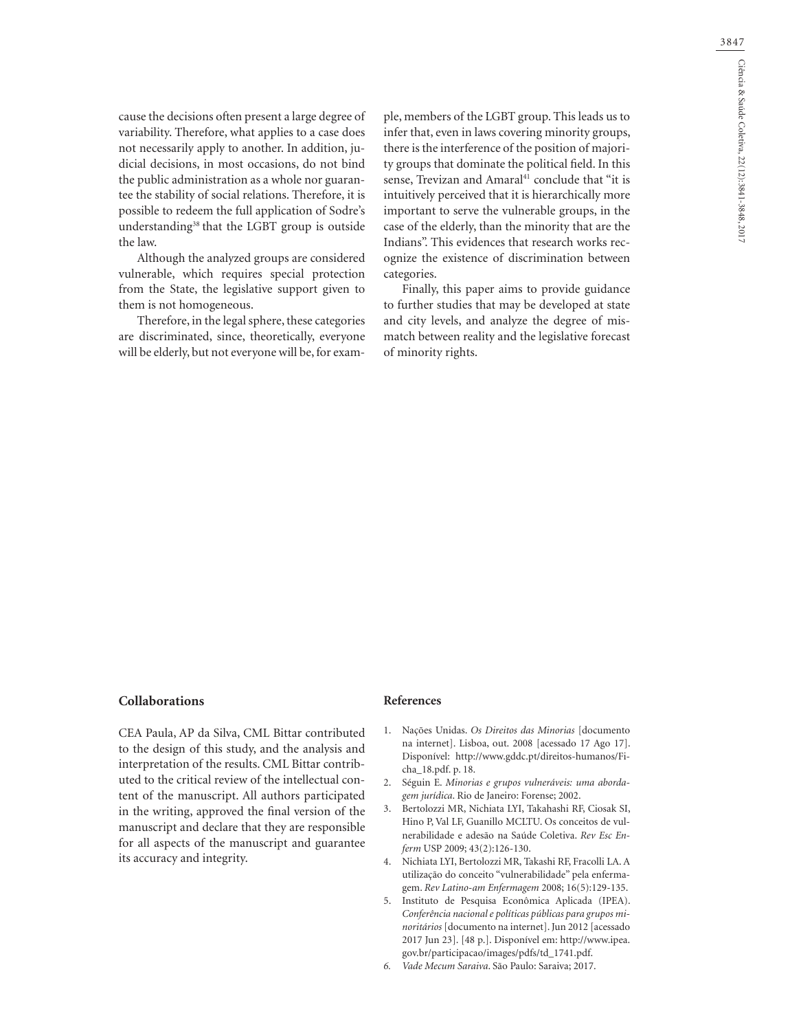cause the decisions often present a large degree of variability. Therefore, what applies to a case does not necessarily apply to another. In addition, judicial decisions, in most occasions, do not bind the public administration as a whole nor guarantee the stability of social relations. Therefore, it is possible to redeem the full application of Sodre's understanding[38] that the LGBT group is outside the law.

Although the analyzed groups are considered vulnerable, which requires special protection from the State, the legislative support given to them is not homogeneous.

Therefore, in the legal sphere, these categories are discriminated, since, theoretically, everyone will be elderly, but not everyone will be, for example, members of the LGBT group. This leads us to infer that, even in laws covering minority groups, there is the interference of the position of majority groups that dominate the political field. In this sense, Trevizan and Amaral[41] conclude that "it is intuitively perceived that it is hierarchically more important to serve the vulnerable groups, in the case of the elderly, than the minority that are the Indians". This evidences that research works recognize the existence of discrimination between categories.

Finally, this paper aims to provide guidance to further studies that may be developed at state and city levels, and analyze the degree of mismatch between reality and the legislative forecast of minority rights.

## Collaborations

CEA Paula, AP da Silva, CML Bittar contributed to the design of this study, and the analysis and interpretation of the results. CML Bittar contributed to the critical review of the intellectual content of the manuscript. All authors participated in the writing, approved the final version of the manuscript and declare that they are responsible for all aspects of the manuscript and guarantee its accuracy and integrity.

## References

1. Nações Unidas. *Os Direitos das Minorias* [documento na internet]. Lisboa, out. 2008 [acessado 17 Ago 17]. Disponível: http://www.gddc.pt/direitos-humanos/Ficha_18.pdf. p. 18.
2. Séguin E. *Minorias e grupos vulneráveis: uma abordagem jurídica*. Rio de Janeiro: Forense; 2002.
3. Bertolozzi MR, Nichiata LYI, Takahashi RF, Ciosak SI, Hino P, Val LF, Guanillo MCLTU. Os conceitos de vulnerabilidade e adesão na Saúde Coletiva. *Rev Esc Enferm* USP 2009; 43(2):126-130.
4. Nichiata LYI, Bertolozzi MR, Takashi RF, Fracolli LA. A utilização do conceito "vulnerabilidade" pela enfermagem. *Rev Latino-am Enfermagem* 2008; 16(5):129-135.
5. Instituto de Pesquisa Econômica Aplicada (IPEA). *Conferência nacional e políticas públicas para grupos minoritários* [documento na internet]. Jun 2012 [acessado 2017 Jun 23]. [48 p.]. Disponível em: http://www.ipea.gov.br/participacao/images/pdfs/td_1741.pdf.
6. *Vade Mecum Saraiva*. São Paulo: Saraiva; 2017.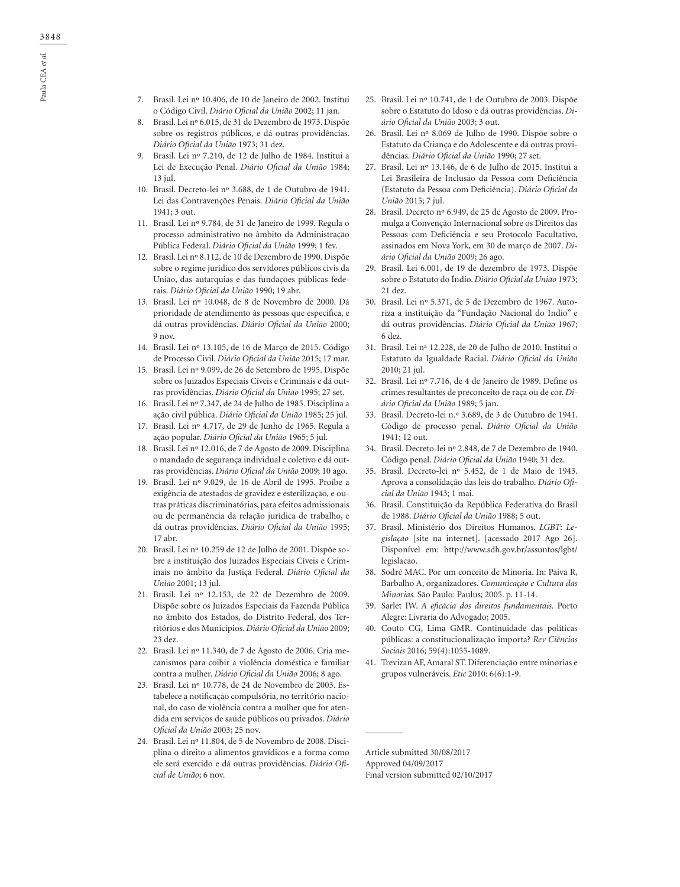7. Brasil. Lei nº 10.406, de 10 de Janeiro de 2002. Institui o Código Civil. *Diário Oficial da União* 2002; 11 jan.
8. Brasil. Lei nº 6.015, de 31 de Dezembro de 1973. Dispõe sobre os registros públicos, e dá outras providências. *Diário Oficial da União* 1973; 31 dez.
9. Brasil. Lei nº 7.210, de 12 de Julho de 1984. Institui a Lei de Execução Penal. *Diário Oficial da União* 1984; 13 jul.
10. Brasil. Decreto-lei nº 3.688, de 1 de Outubro de 1941. Lei das Contravenções Penais. *Diário Oficial da União* 1941; 3 out.
11. Brasil. Lei nº 9.784, de 31 de Janeiro de 1999. Regula o processo administrativo no âmbito da Administração Pública Federal. *Diário Oficial da União* 1999; 1 fev.
12. Brasil. Lei nº 8.112, de 10 de Dezembro de 1990. Dispõe sobre o regime jurídico dos servidores públicos civis da União, das autarquias e das fundações públicas federais. *Diário Oficial da União* 1990; 19 abr.
13. Brasil. Lei nº 10.048, de 8 de Novembro de 2000. Dá prioridade de atendimento às pessoas que especifica, e dá outras providências. *Diário Oficial da União* 2000; 9 nov.
14. Brasil. Lei nº 13.105, de 16 de Março de 2015. Código de Processo Civil. *Diário Oficial da União* 2015; 17 mar.
15. Brasil. Lei nº 9.099, de 26 de Setembro de 1995. Dispõe sobre os Juizados Especiais Cíveis e Criminais e dá outras providências. *Diário Oficial da União* 1995; 27 set.
16. Brasil. Lei nº 7.347, de 24 de Julho de 1985. Disciplina a ação civil pública. *Diário Oficial da União* 1985; 25 jul.
17. Brasil. Lei nº 4.717, de 29 de Junho de 1965. Regula a ação popular. *Diário Oficial da União* 1965; 5 jul.
18. Brasil. Lei nº 12.016, de 7 de Agosto de 2009. Disciplina o mandado de segurança individual e coletivo e dá outras providências. *Diário Oficial da União* 2009; 10 ago.
19. Brasil. Lei nº 9.029, de 16 de Abril de 1995. Proíbe a exigência de atestados de gravidez e esterilização, e outras práticas discriminatórias, para efeitos admissionais ou de permanência da relação jurídica de trabalho, e dá outras providências. *Diário Oficial da União* 1995; 17 abr.
20. Brasil. Lei nº 10.259 de 12 de Julho de 2001. Dispõe sobre a instituição dos Juizados Especiais Cíveis e Criminais no âmbito da Justiça Federal. *Diário Oficial da União* 2001; 13 jul.
21. Brasil. Lei nº 12.153, de 22 de Dezembro de 2009. Dispõe sobre os Juizados Especiais da Fazenda Pública no âmbito dos Estados, do Distrito Federal, dos Territórios e dos Municípios. *Diário Oficial da União* 2009; 23 dez.
22. Brasil. Lei nº 11.340, de 7 de Agosto de 2006. Cria mecanismos para coibir a violência doméstica e familiar contra a mulher. *Diário Oficial da União* 2006; 8 ago.
23. Brasil. Lei nº 10.778, de 24 de Novembro de 2003. Estabelece a notificação compulsória, no território nacional, do caso de violência contra a mulher que for atendida em serviços de saúde públicos ou privados. *Diário Oficial da União* 2003; 25 nov.
24. Brasil. Lei nº 11.804, de 5 de Novembro de 2008. Disciplina o direito a alimentos gravídicos e a forma como ele será exercido e dá outras providências. *Diário Oficial de União*; 6 nov.
25. Brasil. Lei nº 10.741, de 1 de Outubro de 2003. Dispõe sobre o Estatuto do Idoso e dá outras providências. *Diário Oficial da União* 2003; 3 out.
26. Brasil. Lei nº 8.069 de Julho de 1990. Dispõe sobre o Estatuto da Criança e do Adolescente e dá outras providências. *Diário Oficial da União* 1990; 27 set.
27. Brasil. Lei nº 13.146, de 6 de Julho de 2015. Institui a Lei Brasileira de Inclusão da Pessoa com Deficiência (Estatuto da Pessoa com Deficiência). *Diário Oficial da União* 2015; 7 jul.
28. Brasil. Decreto nº 6.949, de 25 de Agosto de 2009. Promulga a Convenção Internacional sobre os Direitos das Pessoas com Deficiência e seu Protocolo Facultativo, assinados em Nova York, em 30 de março de 2007. *Diário Oficial da União* 2009; 26 ago.
29. Brasil. Lei 6.001, de 19 de dezembro de 1973. Dispõe sobre o Estatuto do Índio. *Diário Oficial da União* 1973; 21 dez.
30. Brasil. Lei nº 5.371, de 5 de Dezembro de 1967. Autoriza a instituição da "Fundação Nacional do Índio" e dá outras providências. *Diário Oficial da União* 1967; 6 dez.
31. Brasil. Lei nª 12.228, de 20 de Julho de 2010. Institui o Estatuto da Igualdade Racial. *Diário Oficial da União* 2010; 21 jul.
32. Brasil. Lei nº 7.716, de 4 de Janeiro de 1989. Define os crimes resultantes de preconceito de raça ou de cor. *Diário Oficial da União* 1989; 5 jan.
33. Brasil. Decreto-lei n.º 3.689, de 3 de Outubro de 1941. Código de processo penal. *Diário Oficial da União* 1941; 12 out.
34. Brasil. Decreto-lei nº 2.848, de 7 de Dezembro de 1940. Código penal. *Diário Oficial da União* 1940; 31 dez.
35. Brasil. Decreto-lei nº 5.452, de 1 de Maio de 1943. Aprova a consolidação das leis do trabalho. *Diário Oficial da União* 1943; 1 mai.
36. Brasil. Constituição da República Federativa do Brasil de 1988. *Diário Oficial da União* 1988; 5 out.
37. Brasil. Ministério dos Direitos Humanos. *LGBT*: *Legislação* [site na internet]. [acessado 2017 Ago 26]. Disponível em: http://www.sdh.gov.br/assuntos/lgbt/legislacao.
38. Sodré MAC. Por um conceito de Minoria. In: Paiva R, Barbalho A, organizadores. *Comunicação e Cultura das Minorias.* São Paulo: Paulus; 2005. p. 11-14.
39. Sarlet IW. *A eficácia dos direitos fundamentais.* Porto Alegre: Livraria do Advogado; 2005.
40. Couto CG, Lima GMR. Continuidade das políticas públicas: a constitucionalização importa? *Rev Ciências Sociais* 2016; 59(4):1055-1089.
41. Trevizan AF, Amaral ST. Diferenciação entre minorias e grupos vulneráveis. *Etic* 2010: 6(6):1-9.

---

Article submitted 30/08/2017
Approved 04/09/2017
Final version submitted 02/10/2017